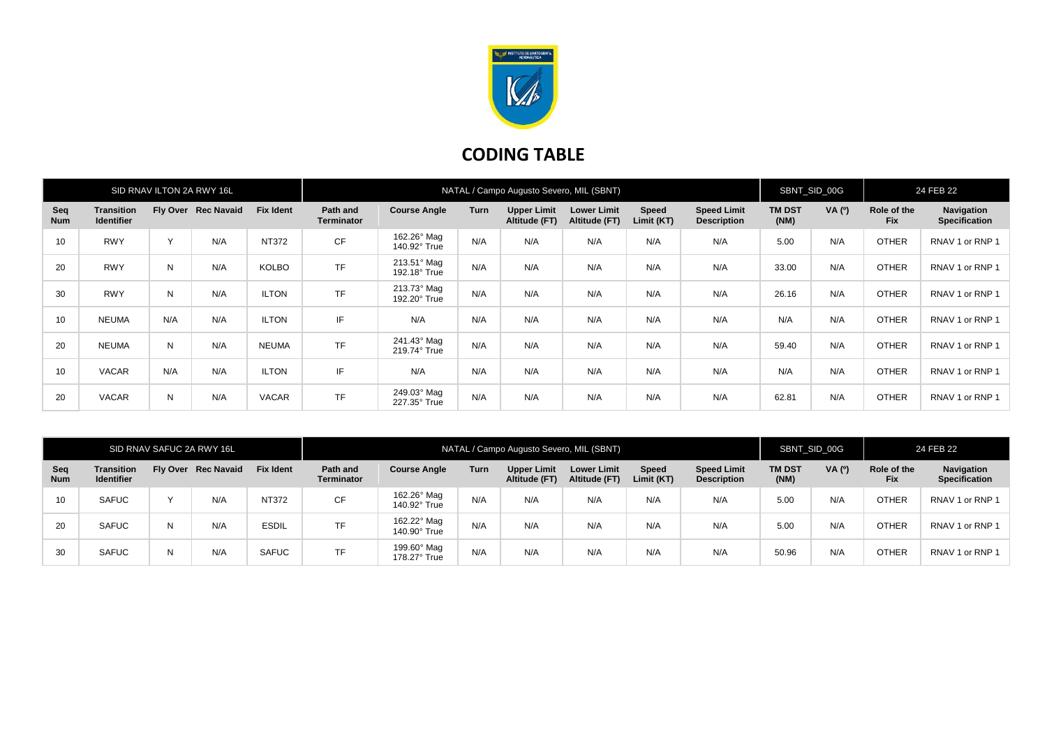# CODING TABLE

| SID RNAV ILTON 2A RWY 16L | | | | | NATAL / Campo Augusto Severo, MIL (SBNT) | | | | | | | SBNT_SID_00G | | 24 FEB 22 | |
|---|---|---|---|---|---|---|---|---|---|---|---|---|---|---|---|
| **Seq Num** | **Transition Identifier** | **Fly Over** | **Rec Navaid** | **Fix Ident** | **Path and Terminator** | **Course Angle** | **Turn** | **Upper Limit Altitude (FT)** | **Lower Limit Altitude (FT)** | **Speed Limit (KT)** | **Speed Limit Description** | **TM DST (NM)** | **VA (º)** | **Role of the Fix** | **Navigation Specification** |
| 10 | RWY | Y | N/A | NT372 | CF | 162.26° Mag 140.92° True | N/A | N/A | N/A | N/A | N/A | 5.00 | N/A | OTHER | RNAV 1 or RNP 1 |
| 20 | RWY | N | N/A | KOLBO | TF | 213.51° Mag 192.18° True | N/A | N/A | N/A | N/A | N/A | 33.00 | N/A | OTHER | RNAV 1 or RNP 1 |
| 30 | RWY | N | N/A | ILTON | TF | 213.73° Mag 192.20° True | N/A | N/A | N/A | N/A | N/A | 26.16 | N/A | OTHER | RNAV 1 or RNP 1 |
| 10 | NEUMA | N/A | N/A | ILTON | IF | N/A | N/A | N/A | N/A | N/A | N/A | N/A | N/A | OTHER | RNAV 1 or RNP 1 |
| 20 | NEUMA | N | N/A | NEUMA | TF | 241.43° Mag 219.74° True | N/A | N/A | N/A | N/A | N/A | 59.40 | N/A | OTHER | RNAV 1 or RNP 1 |
| 10 | VACAR | N/A | N/A | ILTON | IF | N/A | N/A | N/A | N/A | N/A | N/A | N/A | N/A | OTHER | RNAV 1 or RNP 1 |
| 20 | VACAR | N | N/A | VACAR | TF | 249.03° Mag 227.35° True | N/A | N/A | N/A | N/A | N/A | 62.81 | N/A | OTHER | RNAV 1 or RNP 1 |

| SID RNAV SAFUC 2A RWY 16L | | | | | NATAL / Campo Augusto Severo, MIL (SBNT) | | | | | | | SBNT_SID_00G | | 24 FEB 22 | |
|---|---|---|---|---|---|---|---|---|---|---|---|---|---|---|---|
| **Seq Num** | **Transition Identifier** | **Fly Over** | **Rec Navaid** | **Fix Ident** | **Path and Terminator** | **Course Angle** | **Turn** | **Upper Limit Altitude (FT)** | **Lower Limit Altitude (FT)** | **Speed Limit (KT)** | **Speed Limit Description** | **TM DST (NM)** | **VA (º)** | **Role of the Fix** | **Navigation Specification** |
| 10 | SAFUC | Y | N/A | NT372 | CF | 162.26° Mag 140.92° True | N/A | N/A | N/A | N/A | N/A | 5.00 | N/A | OTHER | RNAV 1 or RNP 1 |
| 20 | SAFUC | N | N/A | ESDIL | TF | 162.22° Mag 140.90° True | N/A | N/A | N/A | N/A | N/A | 5.00 | N/A | OTHER | RNAV 1 or RNP 1 |
| 30 | SAFUC | N | N/A | SAFUC | TF | 199.60° Mag 178.27° True | N/A | N/A | N/A | N/A | N/A | 50.96 | N/A | OTHER | RNAV 1 or RNP 1 |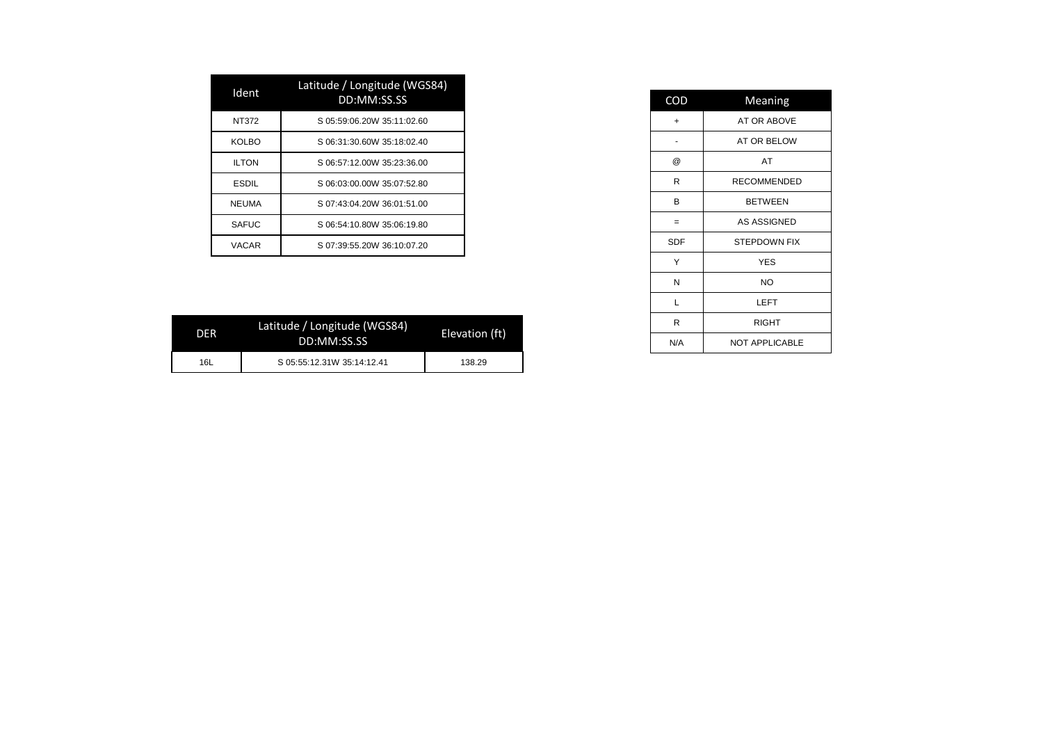| Ident | Latitude / Longitude (WGS84) DD:MM:SS.SS |
|---|---|
| NT372 | S 05:59:06.20W 35:11:02.60 |
| KOLBO | S 06:31:30.60W 35:18:02.40 |
| ILTON | S 06:57:12.00W 35:23:36.00 |
| ESDIL | S 06:03:00.00W 35:07:52.80 |
| NEUMA | S 07:43:04.20W 36:01:51.00 |
| SAFUC | S 06:54:10.80W 35:06:19.80 |
| VACAR | S 07:39:55.20W 36:10:07.20 |

| COD | Meaning |
|---|---|
| + | AT OR ABOVE |
| - | AT OR BELOW |
| @ | AT |
| R | RECOMMENDED |
| B | BETWEEN |
| = | AS ASSIGNED |
| SDF | STEPDOWN FIX |
| Y | YES |
| N | NO |
| L | LEFT |
| R | RIGHT |
| N/A | NOT APPLICABLE |

| DER | Latitude / Longitude (WGS84) DD:MM:SS.SS | Elevation (ft) |
|---|---|---|
| 16L | S 05:55:12.31W 35:14:12.41 | 138.29 |